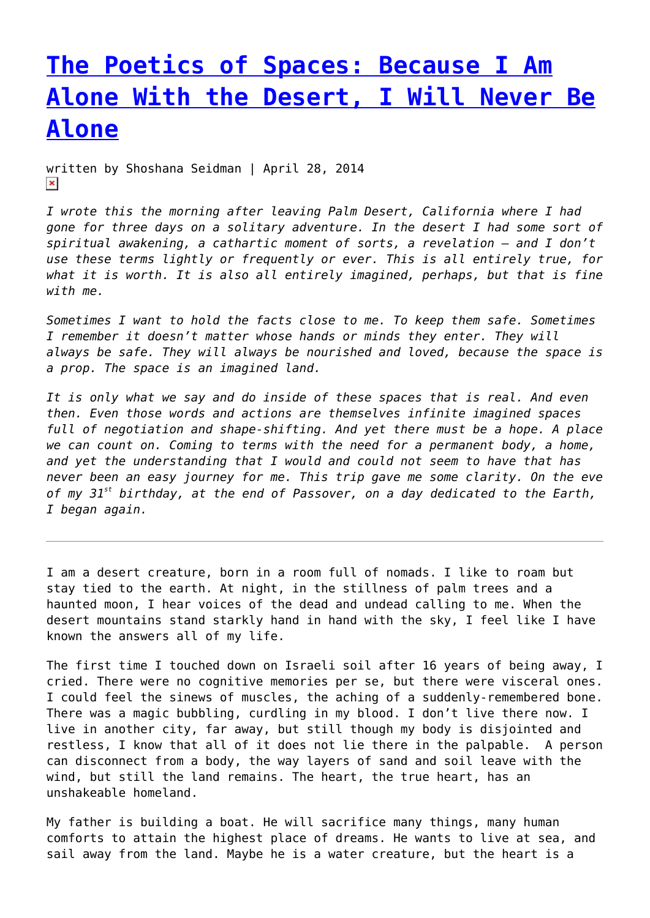# The Poetics of Spaces: Because I Am Alone With the Desert, I Will Never Be Alone

written by Shoshana Seidman | April 28, 2014

*I wrote this the morning after leaving Palm Desert, California where I had gone for three days on a solitary adventure. In the desert I had some sort of spiritual awakening, a cathartic moment of sorts, a revelation – and I don't use these terms lightly or frequently or ever. This is all entirely true, for what it is worth. It is also all entirely imagined, perhaps, but that is fine with me.*

*Sometimes I want to hold the facts close to me. To keep them safe. Sometimes I remember it doesn't matter whose hands or minds they enter. They will always be safe. They will always be nourished and loved, because the space is a prop. The space is an imagined land.*

*It is only what we say and do inside of these spaces that is real. And even then. Even those words and actions are themselves infinite imagined spaces full of negotiation and shape-shifting. And yet there must be a hope. A place we can count on. Coming to terms with the need for a permanent body, a home, and yet the understanding that I would and could not seem to have that has never been an easy journey for me. This trip gave me some clarity. On the eve of my 31st birthday, at the end of Passover, on a day dedicated to the Earth, I began again.*

---

I am a desert creature, born in a room full of nomads. I like to roam but stay tied to the earth. At night, in the stillness of palm trees and a haunted moon, I hear voices of the dead and undead calling to me. When the desert mountains stand starkly hand in hand with the sky, I feel like I have known the answers all of my life.

The first time I touched down on Israeli soil after 16 years of being away, I cried. There were no cognitive memories per se, but there were visceral ones. I could feel the sinews of muscles, the aching of a suddenly-remembered bone. There was a magic bubbling, curdling in my blood. I don't live there now. I live in another city, far away, but still though my body is disjointed and restless, I know that all of it does not lie there in the palpable. A person can disconnect from a body, the way layers of sand and soil leave with the wind, but still the land remains. The heart, the true heart, has an unshakeable homeland.

My father is building a boat. He will sacrifice many things, many human comforts to attain the highest place of dreams. He wants to live at sea, and sail away from the land. Maybe he is a water creature, but the heart is a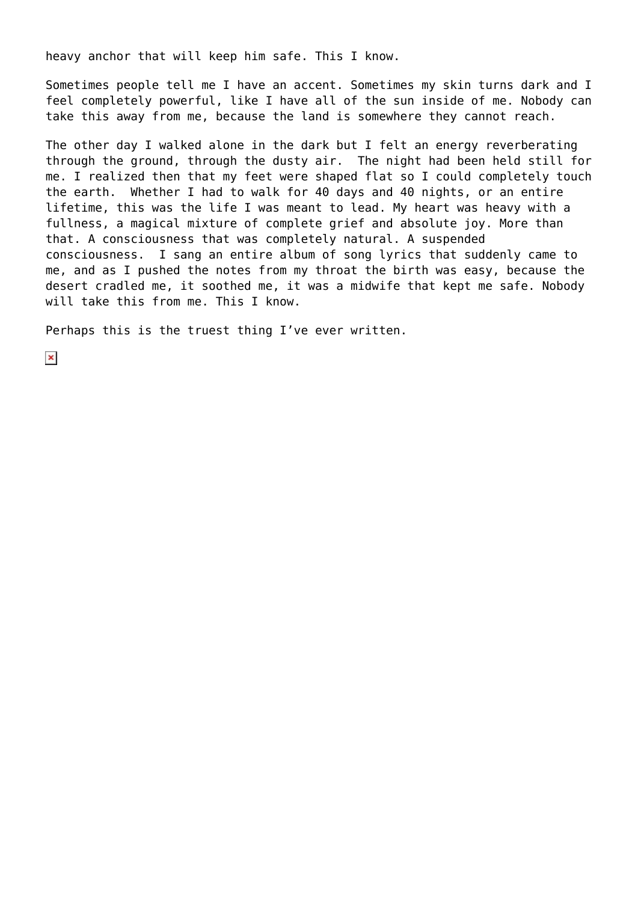heavy anchor that will keep him safe. This I know.

Sometimes people tell me I have an accent. Sometimes my skin turns dark and I feel completely powerful, like I have all of the sun inside of me. Nobody can take this away from me, because the land is somewhere they cannot reach.

The other day I walked alone in the dark but I felt an energy reverberating through the ground, through the dusty air. The night had been held still for me. I realized then that my feet were shaped flat so I could completely touch the earth. Whether I had to walk for 40 days and 40 nights, or an entire lifetime, this was the life I was meant to lead. My heart was heavy with a fullness, a magical mixture of complete grief and absolute joy. More than that. A consciousness that was completely natural. A suspended consciousness. I sang an entire album of song lyrics that suddenly came to me, and as I pushed the notes from my throat the birth was easy, because the desert cradled me, it soothed me, it was a midwife that kept me safe. Nobody will take this from me. This I know.

Perhaps this is the truest thing I've ever written.